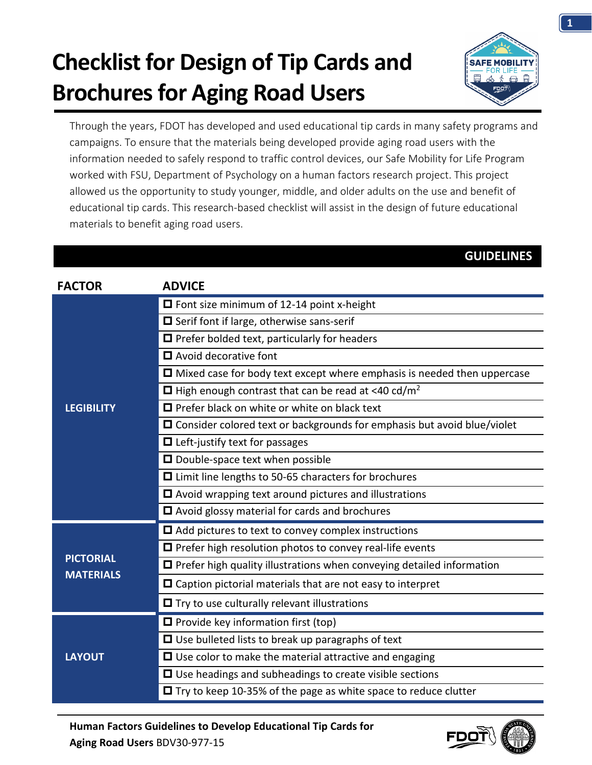# Checklist for Design of Tip Cards and Brochures for Aging Road Users

Through the years, FDOT has developed and used educational tip cards in many safety programs and campaigns. To ensure that the materials being developed provide aging road users with the information needed to safely respond to traffic control devices, our Safe Mobility for Life Program worked with FSU, Department of Psychology on a human factors research project. This project allowed us the opportunity to study younger, middle, and older adults on the use and benefit of educational tip cards. This research-based checklist will assist in the design of future educational materials to benefit aging road users.

## GUIDELINES

| FACTOR | ADVICE |
| --- | --- |
| LEGIBILITY | ☐ Font size minimum of 12-14 point x-height |
| | ☐ Serif font if large, otherwise sans-serif |
| | ☐ Prefer bolded text, particularly for headers |
| | ☐ Avoid decorative font |
| | ☐ Mixed case for body text except where emphasis is needed then uppercase |
| | ☐ High enough contrast that can be read at <40 cd/$m^2$ |
| | ☐ Prefer black on white or white on black text |
| | ☐ Consider colored text or backgrounds for emphasis but avoid blue/violet |
| | ☐ Left-justify text for passages |
| | ☐ Double-space text when possible |
| | ☐ Limit line lengths to 50-65 characters for brochures |
| | ☐ Avoid wrapping text around pictures and illustrations |
| | ☐ Avoid glossy material for cards and brochures |
| PICTORIAL MATERIALS | ☐ Add pictures to text to convey complex instructions |
| | ☐ Prefer high resolution photos to convey real-life events |
| | ☐ Prefer high quality illustrations when conveying detailed information |
| | ☐ Caption pictorial materials that are not easy to interpret |
| | ☐ Try to use culturally relevant illustrations |
| LAYOUT | ☐ Provide key information first (top) |
| | ☐ Use bulleted lists to break up paragraphs of text |
| | ☐ Use color to make the material attractive and engaging |
| | ☐ Use headings and subheadings to create visible sections |
| | ☐ Try to keep 10-35% of the page as white space to reduce clutter |

**Human Factors Guidelines to Develop Educational Tip Cards for Aging Road Users** BDV30-977-15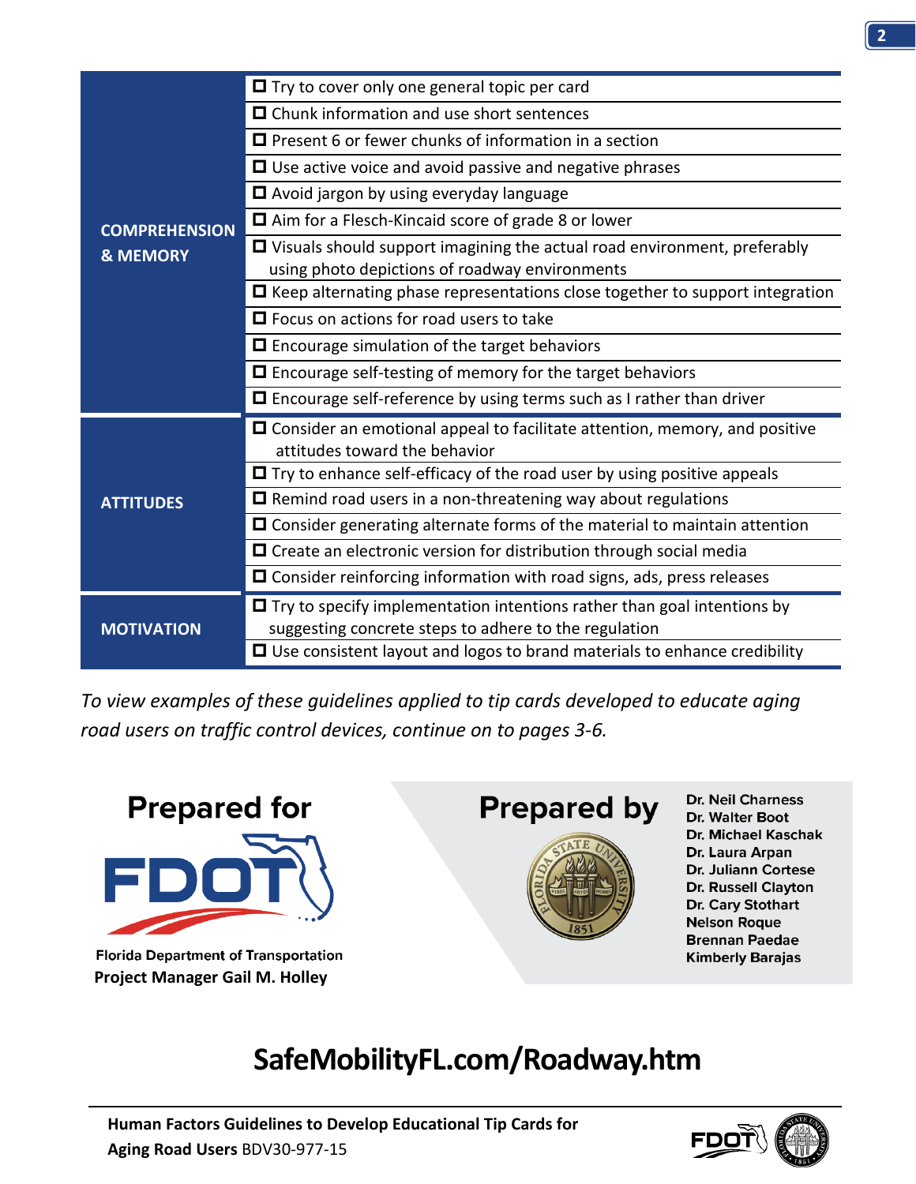| Category | Guideline |
| --- | --- |
| **COMPREHENSION & MEMORY** | ☐ Try to cover only one general topic per card |
| | ☐ Chunk information and use short sentences |
| | ☐ Present 6 or fewer chunks of information in a section |
| | ☐ Use active voice and avoid passive and negative phrases |
| | ☐ Avoid jargon by using everyday language |
| | ☐ Aim for a Flesch-Kincaid score of grade 8 or lower |
| | ☐ Visuals should support imagining the actual road environment, preferably using photo depictions of roadway environments |
| | ☐ Keep alternating phase representations close together to support integration |
| | ☐ Focus on actions for road users to take |
| | ☐ Encourage simulation of the target behaviors |
| | ☐ Encourage self-testing of memory for the target behaviors |
| | ☐ Encourage self-reference by using terms such as I rather than driver |
| **ATTITUDES** | ☐ Consider an emotional appeal to facilitate attention, memory, and positive attitudes toward the behavior |
| | ☐ Try to enhance self-efficacy of the road user by using positive appeals |
| | ☐ Remind road users in a non-threatening way about regulations |
| | ☐ Consider generating alternate forms of the material to maintain attention |
| | ☐ Create an electronic version for distribution through social media |
| | ☐ Consider reinforcing information with road signs, ads, press releases |
| **MOTIVATION** | ☐ Try to specify implementation intentions rather than goal intentions by suggesting concrete steps to adhere to the regulation |
| | ☐ Use consistent layout and logos to brand materials to enhance credibility |

*To view examples of these guidelines applied to tip cards developed to educate aging road users on traffic control devices, continue on to pages 3-6.*

**Prepared for**

FDOT

Florida Department of Transportation
**Project Manager Gail M. Holley**

**Prepared by**

Florida State University 1851

Dr. Neil Charness
Dr. Walter Boot
Dr. Michael Kaschak
Dr. Laura Arpan
Dr. Juliann Cortese
Dr. Russell Clayton
Dr. Cary Stothart
Nelson Roque
Brennan Paedae
Kimberly Barajas

## SafeMobilityFL.com/Roadway.htm

**Human Factors Guidelines to Develop Educational Tip Cards for Aging Road Users** BDV30-977-15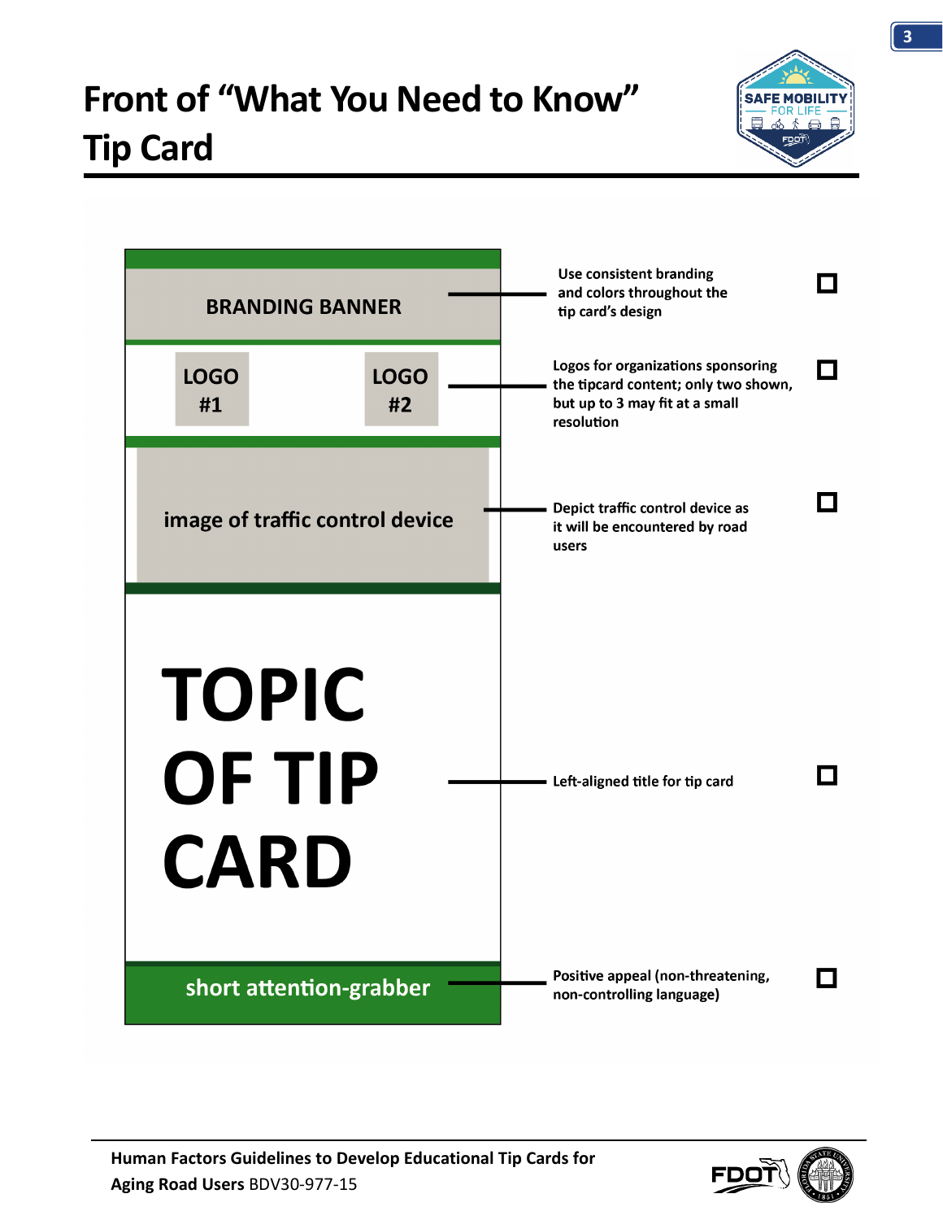# Front of "What You Need to Know" Tip Card

BRANDING BANNER

LOGO #1

LOGO #2

image of traffic control device

TOPIC OF TIP CARD

short attention-grabber

- Use consistent branding and colors throughout the tip card's design ☐
- Logos for organizations sponsoring the tipcard content; only two shown, but up to 3 may fit at a small resolution ☐
- Depict traffic control device as it will be encountered by road users ☐
- Left-aligned title for tip card ☐
- Positive appeal (non-threatening, non-controlling language) ☐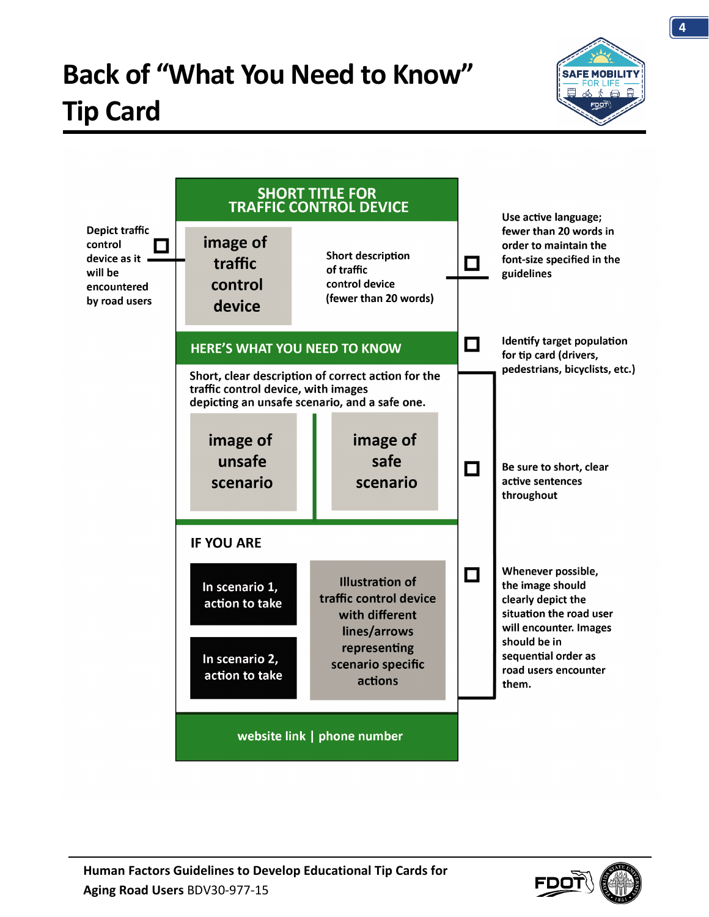# Back of "What You Need to Know" Tip Card

Depict traffic control device as it will be encountered by road users

**SHORT TITLE FOR TRAFFIC CONTROL DEVICE**

image of traffic control device

Short description of traffic control device (fewer than 20 words)

Use active language; fewer than 20 words in order to maintain the font-size specified in the guidelines

**HERE'S WHAT YOU NEED TO KNOW**

Identify target population for tip card (drivers, pedestrians, bicyclists, etc.)

Short, clear description of correct action for the traffic control device, with images depicting an unsafe scenario, and a safe one.

image of unsafe scenario

image of safe scenario

Be sure to short, clear active sentences throughout

**IF YOU ARE**

In scenario 1, action to take

In scenario 2, action to take

Illustration of traffic control device with different lines/arrows representing scenario specific actions

Whenever possible, the image should clearly depict the situation the road user will encounter. Images should be in sequential order as road users encounter them.

website link | phone number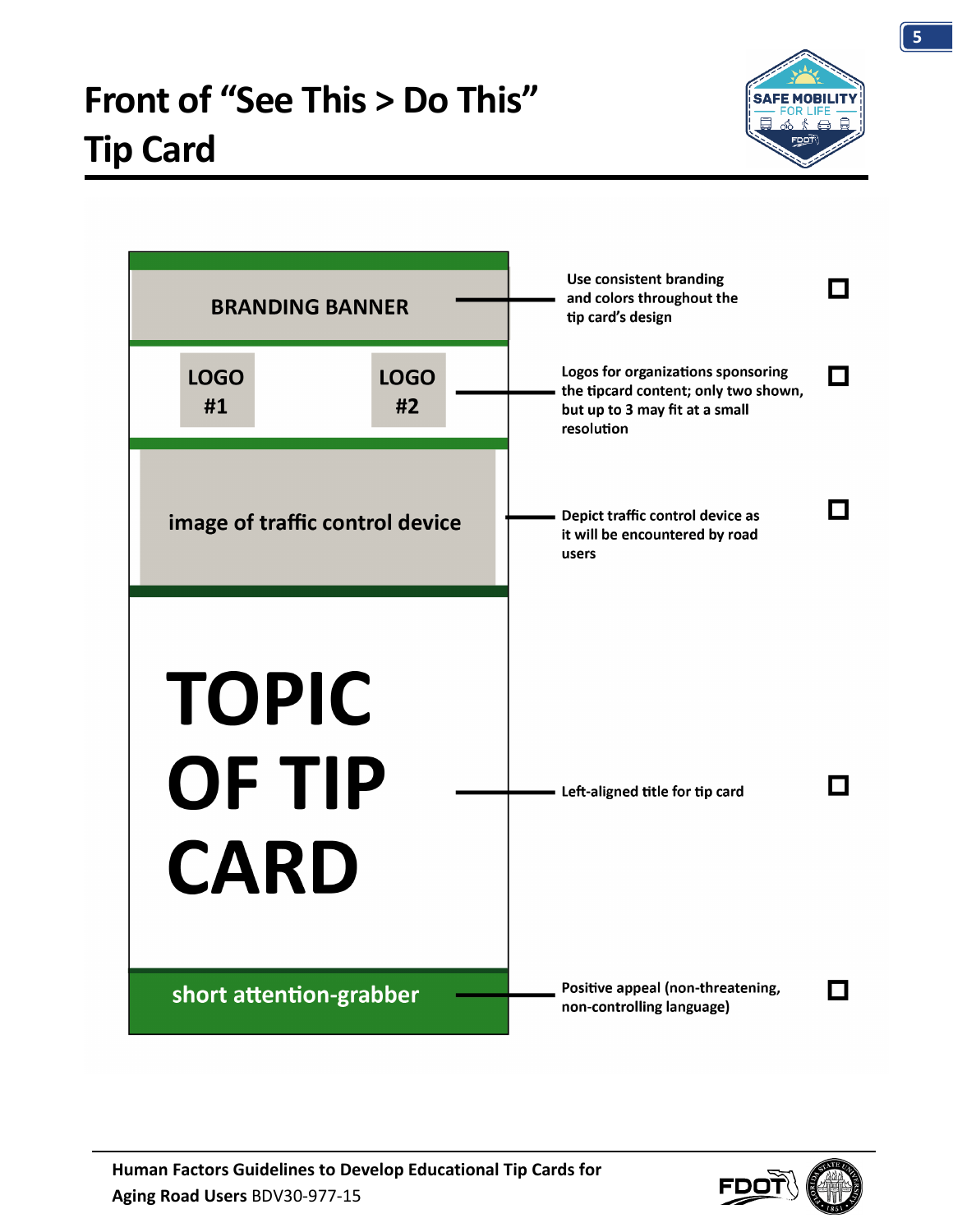# Front of "See This > Do This" Tip Card

BRANDING BANNER

LOGO #1

LOGO #2

image of traffic control device

TOPIC OF TIP CARD

short attention-grabber

- Use consistent branding and colors throughout the tip card's design ☐
- Logos for organizations sponsoring the tipcard content; only two shown, but up to 3 may fit at a small resolution ☐
- Depict traffic control device as it will be encountered by road users ☐
- Left-aligned title for tip card ☐
- Positive appeal (non-threatening, non-controlling language) ☐

**Human Factors Guidelines to Develop Educational Tip Cards for Aging Road Users** BDV30-977-15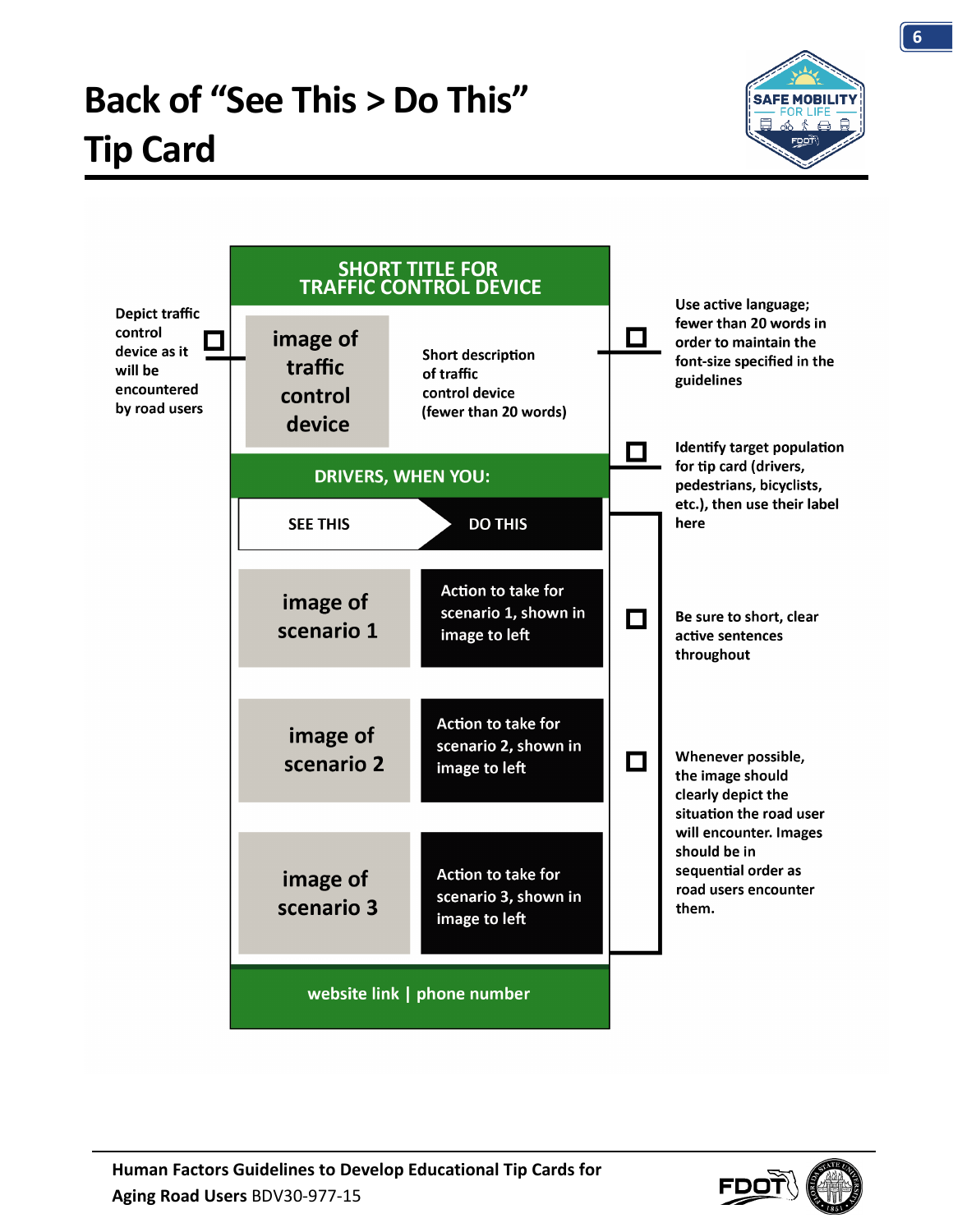# Back of "See This > Do This" Tip Card

Depict traffic control device as it will be encountered by road users

**SHORT TITLE FOR TRAFFIC CONTROL DEVICE**

image of traffic control device

Short description of traffic control device (fewer than 20 words)

Use active language; fewer than 20 words in order to maintain the font-size specified in the guidelines

**DRIVERS, WHEN YOU:**

Identify target population for tip card (drivers, pedestrians, bicyclists, etc.), then use their label here

| SEE THIS | DO THIS |
|---|---|
| image of scenario 1 | Action to take for scenario 1, shown in image to left |
| image of scenario 2 | Action to take for scenario 2, shown in image to left |
| image of scenario 3 | Action to take for scenario 3, shown in image to left |

Be sure to short, clear active sentences throughout

Whenever possible, the image should clearly depict the situation the road user will encounter. Images should be in sequential order as road users encounter them.

website link | phone number

**Human Factors Guidelines to Develop Educational Tip Cards for Aging Road Users** BDV30-977-15